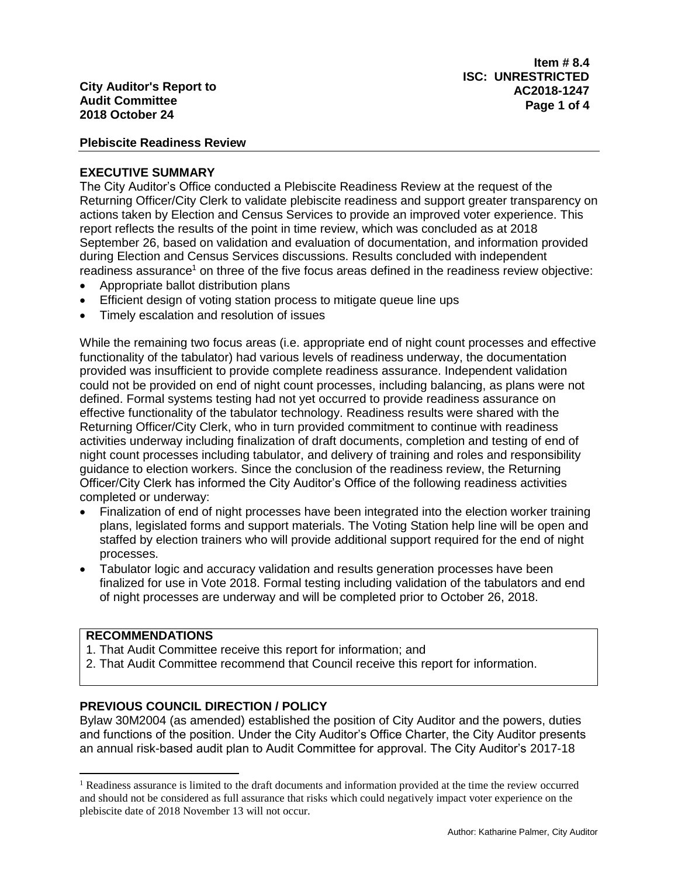**City Auditor's Report to Audit Committee**
**2018 October 24**

**Item # 8.4**
**ISC: UNRESTRICTED**
**AC2018-1247**

## Plebiscite Readiness Review

### EXECUTIVE SUMMARY

The City Auditor's Office conducted a Plebiscite Readiness Review at the request of the Returning Officer/City Clerk to validate plebiscite readiness and support greater transparency on actions taken by Election and Census Services to provide an improved voter experience. This report reflects the results of the point in time review, which was concluded as at 2018 September 26, based on validation and evaluation of documentation, and information provided during Election and Census Services discussions. Results concluded with independent readiness assurance[1] on three of the five focus areas defined in the readiness review objective:

- Appropriate ballot distribution plans
- Efficient design of voting station process to mitigate queue line ups
- Timely escalation and resolution of issues

While the remaining two focus areas (i.e. appropriate end of night count processes and effective functionality of the tabulator) had various levels of readiness underway, the documentation provided was insufficient to provide complete readiness assurance. Independent validation could not be provided on end of night count processes, including balancing, as plans were not defined. Formal systems testing had not yet occurred to provide readiness assurance on effective functionality of the tabulator technology. Readiness results were shared with the Returning Officer/City Clerk, who in turn provided commitment to continue with readiness activities underway including finalization of draft documents, completion and testing of end of night count processes including tabulator, and delivery of training and roles and responsibility guidance to election workers. Since the conclusion of the readiness review, the Returning Officer/City Clerk has informed the City Auditor's Office of the following readiness activities completed or underway:

- Finalization of end of night processes have been integrated into the election worker training plans, legislated forms and support materials. The Voting Station help line will be open and staffed by election trainers who will provide additional support required for the end of night processes.
- Tabulator logic and accuracy validation and results generation processes have been finalized for use in Vote 2018. Formal testing including validation of the tabulators and end of night processes are underway and will be completed prior to October 26, 2018.

### RECOMMENDATIONS

1. That Audit Committee receive this report for information; and
2. That Audit Committee recommend that Council receive this report for information.

### PREVIOUS COUNCIL DIRECTION / POLICY

Bylaw 30M2004 (as amended) established the position of City Auditor and the powers, duties and functions of the position. Under the City Auditor's Office Charter, the City Auditor presents an annual risk-based audit plan to Audit Committee for approval. The City Auditor's 2017-18

[1] Readiness assurance is limited to the draft documents and information provided at the time the review occurred and should not be considered as full assurance that risks which could negatively impact voter experience on the plebiscite date of 2018 November 13 will not occur.

Author: Katharine Palmer, City Auditor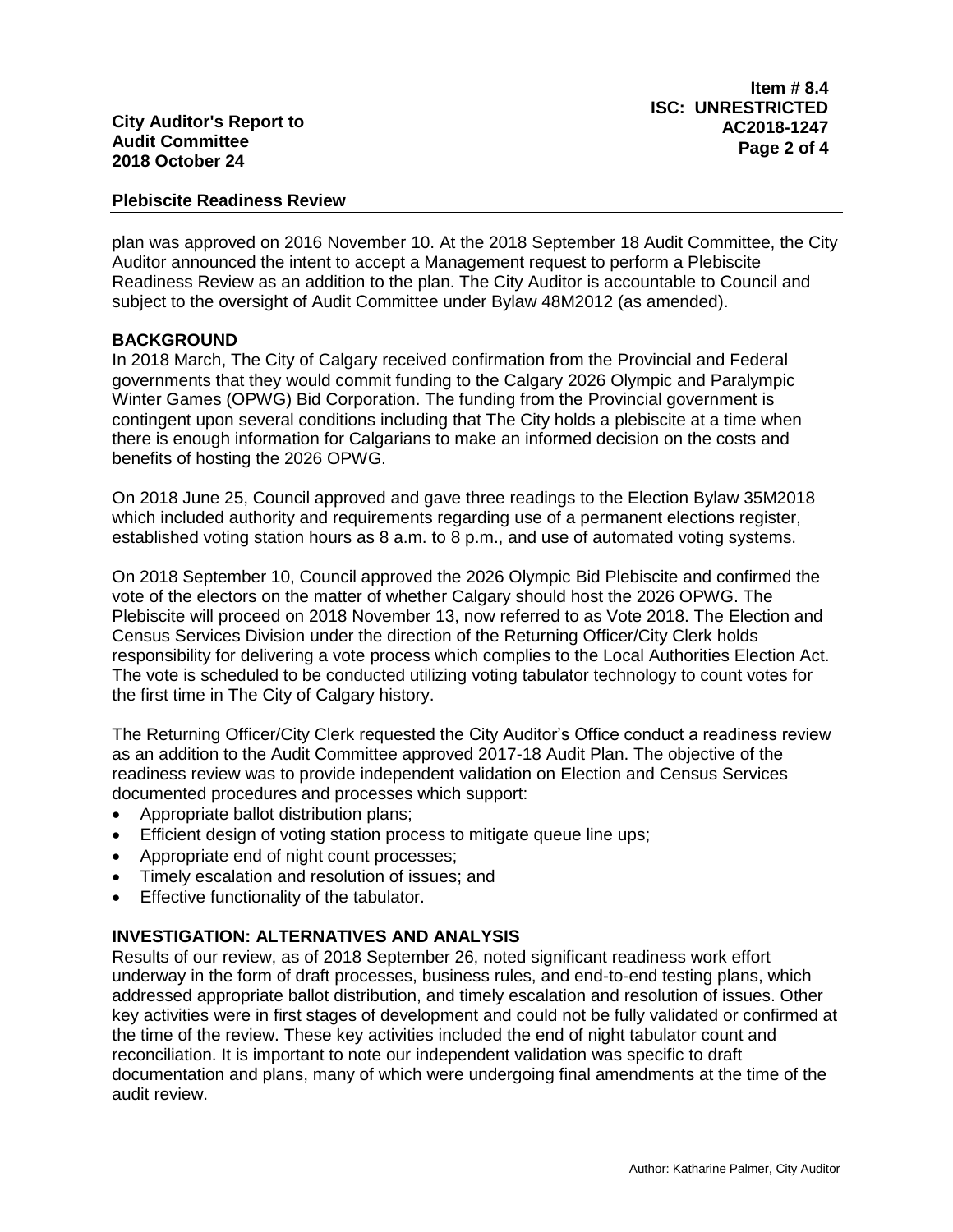plan was approved on 2016 November 10. At the 2018 September 18 Audit Committee, the City Auditor announced the intent to accept a Management request to perform a Plebiscite Readiness Review as an addition to the plan. The City Auditor is accountable to Council and subject to the oversight of Audit Committee under Bylaw 48M2012 (as amended).

## BACKGROUND

In 2018 March, The City of Calgary received confirmation from the Provincial and Federal governments that they would commit funding to the Calgary 2026 Olympic and Paralympic Winter Games (OPWG) Bid Corporation. The funding from the Provincial government is contingent upon several conditions including that The City holds a plebiscite at a time when there is enough information for Calgarians to make an informed decision on the costs and benefits of hosting the 2026 OPWG.

On 2018 June 25, Council approved and gave three readings to the Election Bylaw 35M2018 which included authority and requirements regarding use of a permanent elections register, established voting station hours as 8 a.m. to 8 p.m., and use of automated voting systems.

On 2018 September 10, Council approved the 2026 Olympic Bid Plebiscite and confirmed the vote of the electors on the matter of whether Calgary should host the 2026 OPWG. The Plebiscite will proceed on 2018 November 13, now referred to as Vote 2018. The Election and Census Services Division under the direction of the Returning Officer/City Clerk holds responsibility for delivering a vote process which complies to the Local Authorities Election Act. The vote is scheduled to be conducted utilizing voting tabulator technology to count votes for the first time in The City of Calgary history.

The Returning Officer/City Clerk requested the City Auditor's Office conduct a readiness review as an addition to the Audit Committee approved 2017-18 Audit Plan. The objective of the readiness review was to provide independent validation on Election and Census Services documented procedures and processes which support:

- Appropriate ballot distribution plans;
- Efficient design of voting station process to mitigate queue line ups;
- Appropriate end of night count processes;
- Timely escalation and resolution of issues; and
- Effective functionality of the tabulator.

## INVESTIGATION: ALTERNATIVES AND ANALYSIS

Results of our review, as of 2018 September 26, noted significant readiness work effort underway in the form of draft processes, business rules, and end-to-end testing plans, which addressed appropriate ballot distribution, and timely escalation and resolution of issues. Other key activities were in first stages of development and could not be fully validated or confirmed at the time of the review. These key activities included the end of night tabulator count and reconciliation. It is important to note our independent validation was specific to draft documentation and plans, many of which were undergoing final amendments at the time of the audit review.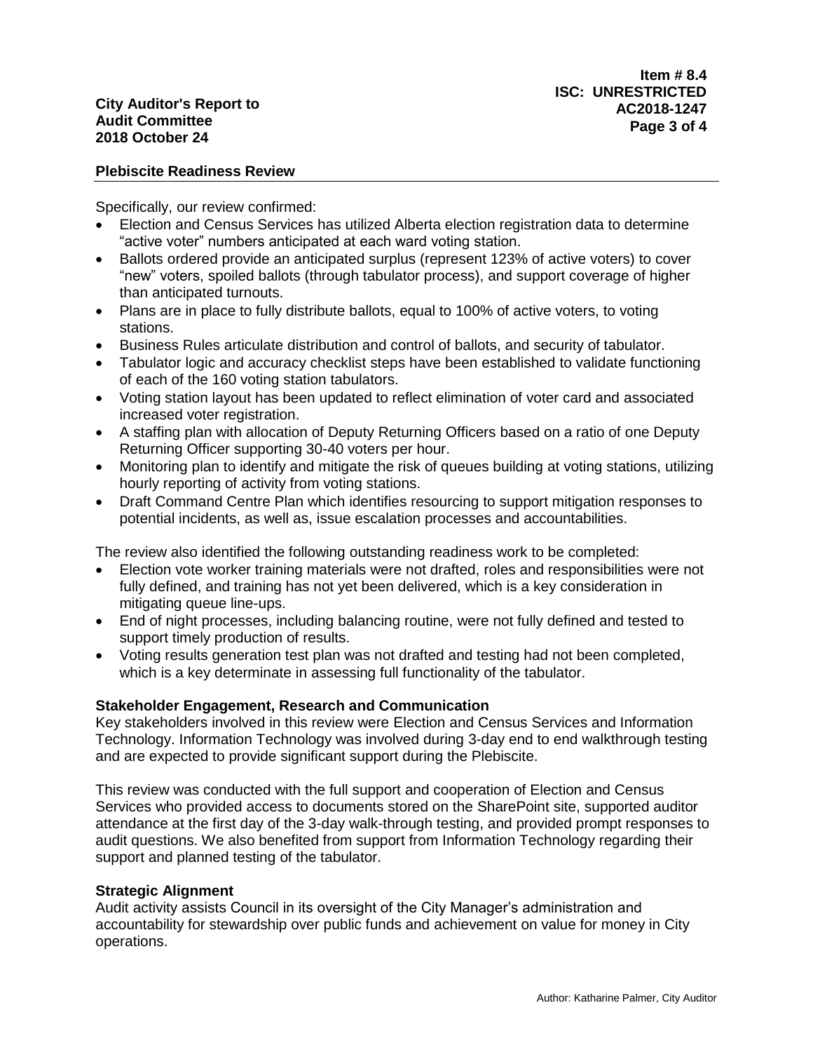Specifically, our review confirmed:

- Election and Census Services has utilized Alberta election registration data to determine "active voter" numbers anticipated at each ward voting station.
- Ballots ordered provide an anticipated surplus (represent 123% of active voters) to cover "new" voters, spoiled ballots (through tabulator process), and support coverage of higher than anticipated turnouts.
- Plans are in place to fully distribute ballots, equal to 100% of active voters, to voting stations.
- Business Rules articulate distribution and control of ballots, and security of tabulator.
- Tabulator logic and accuracy checklist steps have been established to validate functioning of each of the 160 voting station tabulators.
- Voting station layout has been updated to reflect elimination of voter card and associated increased voter registration.
- A staffing plan with allocation of Deputy Returning Officers based on a ratio of one Deputy Returning Officer supporting 30-40 voters per hour.
- Monitoring plan to identify and mitigate the risk of queues building at voting stations, utilizing hourly reporting of activity from voting stations.
- Draft Command Centre Plan which identifies resourcing to support mitigation responses to potential incidents, as well as, issue escalation processes and accountabilities.

The review also identified the following outstanding readiness work to be completed:

- Election vote worker training materials were not drafted, roles and responsibilities were not fully defined, and training has not yet been delivered, which is a key consideration in mitigating queue line-ups.
- End of night processes, including balancing routine, were not fully defined and tested to support timely production of results.
- Voting results generation test plan was not drafted and testing had not been completed, which is a key determinate in assessing full functionality of the tabulator.

### Stakeholder Engagement, Research and Communication

Key stakeholders involved in this review were Election and Census Services and Information Technology. Information Technology was involved during 3-day end to end walkthrough testing and are expected to provide significant support during the Plebiscite.

This review was conducted with the full support and cooperation of Election and Census Services who provided access to documents stored on the SharePoint site, supported auditor attendance at the first day of the 3-day walk-through testing, and provided prompt responses to audit questions. We also benefited from support from Information Technology regarding their support and planned testing of the tabulator.

### Strategic Alignment

Audit activity assists Council in its oversight of the City Manager's administration and accountability for stewardship over public funds and achievement on value for money in City operations.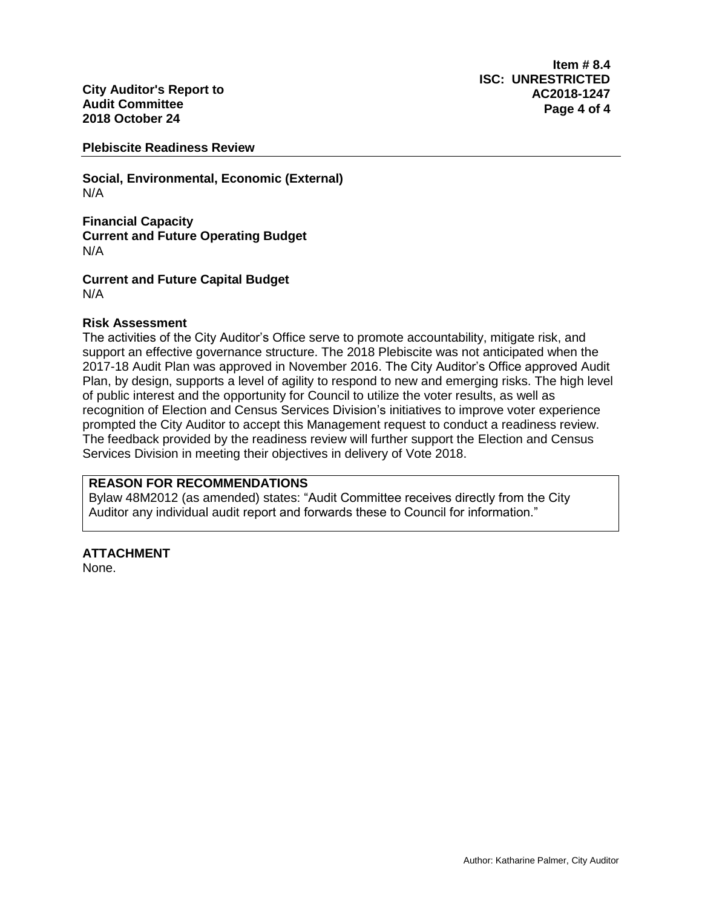**Plebiscite Readiness Review**

**Social, Environmental, Economic (External)**
N/A

**Financial Capacity**
**Current and Future Operating Budget**
N/A

**Current and Future Capital Budget**
N/A

**Risk Assessment**
The activities of the City Auditor's Office serve to promote accountability, mitigate risk, and support an effective governance structure. The 2018 Plebiscite was not anticipated when the 2017-18 Audit Plan was approved in November 2016. The City Auditor's Office approved Audit Plan, by design, supports a level of agility to respond to new and emerging risks. The high level of public interest and the opportunity for Council to utilize the voter results, as well as recognition of Election and Census Services Division's initiatives to improve voter experience prompted the City Auditor to accept this Management request to conduct a readiness review. The feedback provided by the readiness review will further support the Election and Census Services Division in meeting their objectives in delivery of Vote 2018.

**REASON FOR RECOMMENDATIONS**
Bylaw 48M2012 (as amended) states: "Audit Committee receives directly from the City Auditor any individual audit report and forwards these to Council for information."

**ATTACHMENT**
None.

Author: Katharine Palmer, City Auditor